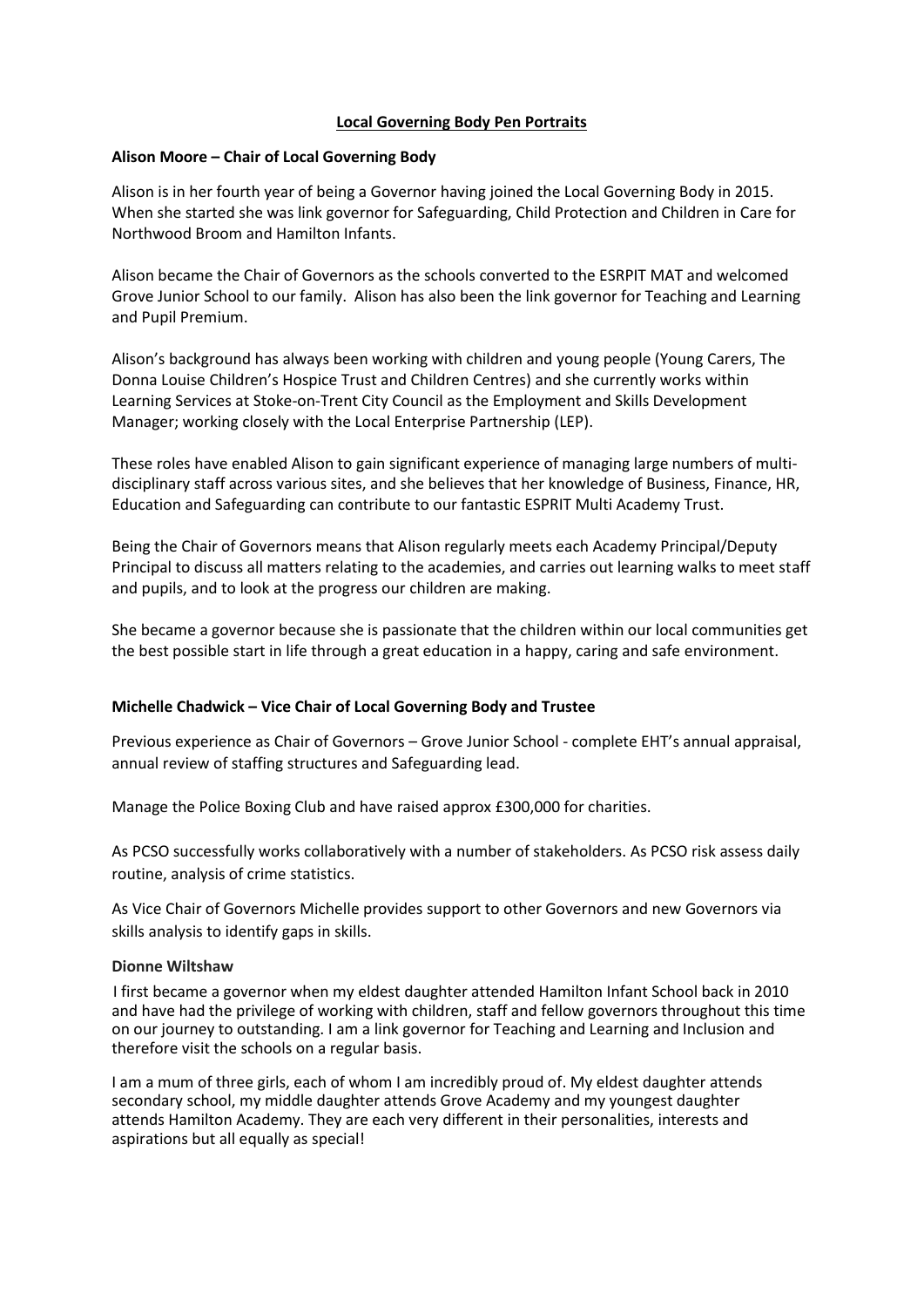# Local Governing Body Pen Portraits

**Alison Moore – Chair of Local Governing Body**

Alison is in her fourth year of being a Governor having joined the Local Governing Body in 2015. When she started she was link governor for Safeguarding, Child Protection and Children in Care for Northwood Broom and Hamilton Infants.

Alison became the Chair of Governors as the schools converted to the ESRPIT MAT and welcomed Grove Junior School to our family. Alison has also been the link governor for Teaching and Learning and Pupil Premium.

Alison's background has always been working with children and young people (Young Carers, The Donna Louise Children's Hospice Trust and Children Centres) and she currently works within Learning Services at Stoke-on-Trent City Council as the Employment and Skills Development Manager; working closely with the Local Enterprise Partnership (LEP).

These roles have enabled Alison to gain significant experience of managing large numbers of multi-disciplinary staff across various sites, and she believes that her knowledge of Business, Finance, HR, Education and Safeguarding can contribute to our fantastic ESPRIT Multi Academy Trust.

Being the Chair of Governors means that Alison regularly meets each Academy Principal/Deputy Principal to discuss all matters relating to the academies, and carries out learning walks to meet staff and pupils, and to look at the progress our children are making.

She became a governor because she is passionate that the children within our local communities get the best possible start in life through a great education in a happy, caring and safe environment.

**Michelle Chadwick – Vice Chair of Local Governing Body and Trustee**

Previous experience as Chair of Governors – Grove Junior School - complete EHT's annual appraisal, annual review of staffing structures and Safeguarding lead.

Manage the Police Boxing Club and have raised approx £300,000 for charities.

As PCSO successfully works collaboratively with a number of stakeholders. As PCSO risk assess daily routine, analysis of crime statistics.

As Vice Chair of Governors Michelle provides support to other Governors and new Governors via skills analysis to identify gaps in skills.

**Dionne Wiltshaw**

I first became a governor when my eldest daughter attended Hamilton Infant School back in 2010 and have had the privilege of working with children, staff and fellow governors throughout this time on our journey to outstanding. I am a link governor for Teaching and Learning and Inclusion and therefore visit the schools on a regular basis.

I am a mum of three girls, each of whom I am incredibly proud of. My eldest daughter attends secondary school, my middle daughter attends Grove Academy and my youngest daughter attends Hamilton Academy. They are each very different in their personalities, interests and aspirations but all equally as special!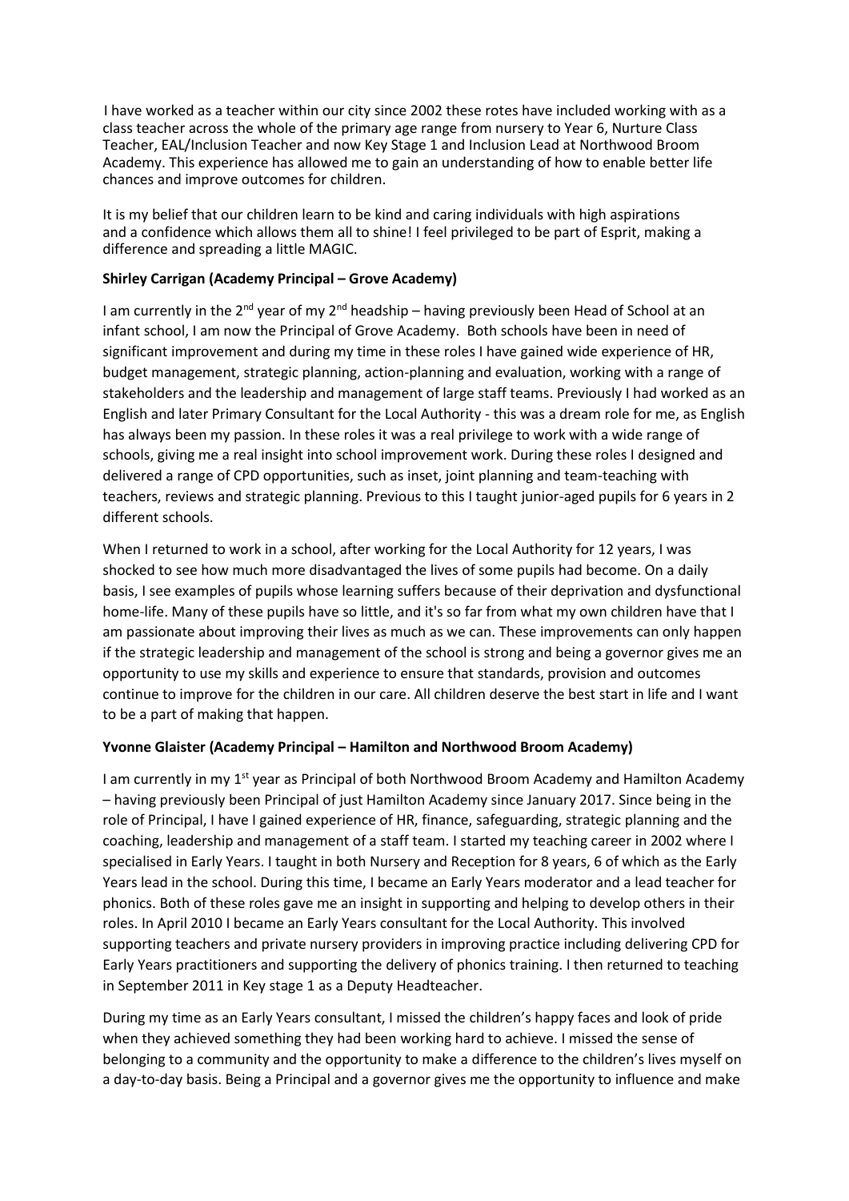I have worked as a teacher within our city since 2002 these rotes have included working with as a class teacher across the whole of the primary age range from nursery to Year 6, Nurture Class Teacher, EAL/Inclusion Teacher and now Key Stage 1 and Inclusion Lead at Northwood Broom Academy. This experience has allowed me to gain an understanding of how to enable better life chances and improve outcomes for children.

It is my belief that our children learn to be kind and caring individuals with high aspirations and a confidence which allows them all to shine! I feel privileged to be part of Esprit, making a difference and spreading a little MAGIC.

**Shirley Carrigan (Academy Principal – Grove Academy)**

I am currently in the 2nd year of my 2nd headship – having previously been Head of School at an infant school, I am now the Principal of Grove Academy. Both schools have been in need of significant improvement and during my time in these roles I have gained wide experience of HR, budget management, strategic planning, action-planning and evaluation, working with a range of stakeholders and the leadership and management of large staff teams. Previously I had worked as an English and later Primary Consultant for the Local Authority - this was a dream role for me, as English has always been my passion. In these roles it was a real privilege to work with a wide range of schools, giving me a real insight into school improvement work. During these roles I designed and delivered a range of CPD opportunities, such as inset, joint planning and team-teaching with teachers, reviews and strategic planning. Previous to this I taught junior-aged pupils for 6 years in 2 different schools.

When I returned to work in a school, after working for the Local Authority for 12 years, I was shocked to see how much more disadvantaged the lives of some pupils had become. On a daily basis, I see examples of pupils whose learning suffers because of their deprivation and dysfunctional home-life. Many of these pupils have so little, and it's so far from what my own children have that I am passionate about improving their lives as much as we can. These improvements can only happen if the strategic leadership and management of the school is strong and being a governor gives me an opportunity to use my skills and experience to ensure that standards, provision and outcomes continue to improve for the children in our care. All children deserve the best start in life and I want to be a part of making that happen.

**Yvonne Glaister (Academy Principal – Hamilton and Northwood Broom Academy)**

I am currently in my 1st year as Principal of both Northwood Broom Academy and Hamilton Academy – having previously been Principal of just Hamilton Academy since January 2017. Since being in the role of Principal, I have I gained experience of HR, finance, safeguarding, strategic planning and the coaching, leadership and management of a staff team. I started my teaching career in 2002 where I specialised in Early Years. I taught in both Nursery and Reception for 8 years, 6 of which as the Early Years lead in the school. During this time, I became an Early Years moderator and a lead teacher for phonics. Both of these roles gave me an insight in supporting and helping to develop others in their roles. In April 2010 I became an Early Years consultant for the Local Authority. This involved supporting teachers and private nursery providers in improving practice including delivering CPD for Early Years practitioners and supporting the delivery of phonics training. I then returned to teaching in September 2011 in Key stage 1 as a Deputy Headteacher.

During my time as an Early Years consultant, I missed the children's happy faces and look of pride when they achieved something they had been working hard to achieve. I missed the sense of belonging to a community and the opportunity to make a difference to the children's lives myself on a day-to-day basis. Being a Principal and a governor gives me the opportunity to influence and make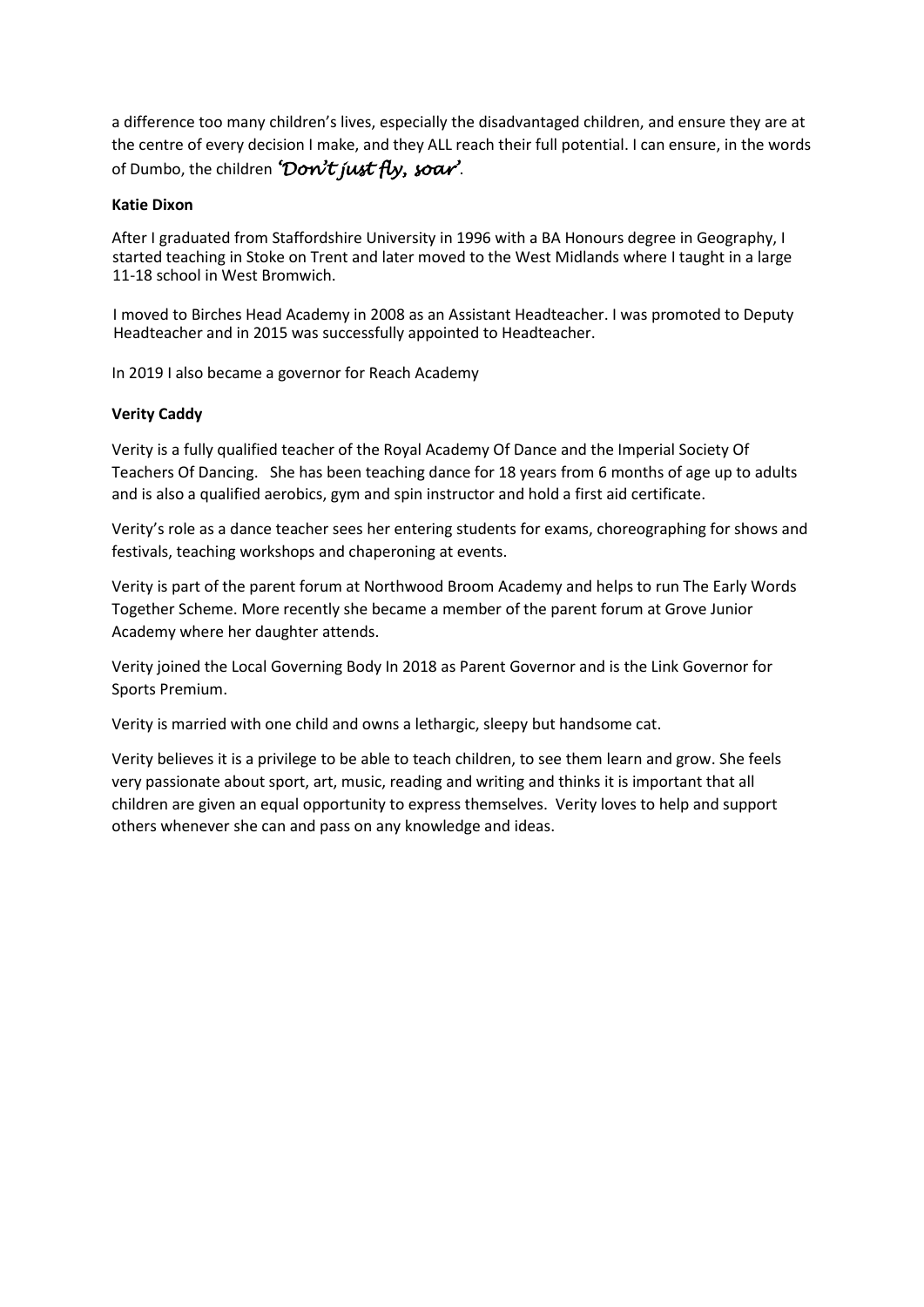a difference too many children's lives, especially the disadvantaged children, and ensure they are at the centre of every decision I make, and they ALL reach their full potential. I can ensure, in the words of Dumbo, the children *'Don't just fly, soar'*.

**Katie Dixon**

After I graduated from Staffordshire University in 1996 with a BA Honours degree in Geography, I started teaching in Stoke on Trent and later moved to the West Midlands where I taught in a large 11-18 school in West Bromwich.

I moved to Birches Head Academy in 2008 as an Assistant Headteacher. I was promoted to Deputy Headteacher and in 2015 was successfully appointed to Headteacher.

In 2019 I also became a governor for Reach Academy

**Verity Caddy**

Verity is a fully qualified teacher of the Royal Academy Of Dance and the Imperial Society Of Teachers Of Dancing. She has been teaching dance for 18 years from 6 months of age up to adults and is also a qualified aerobics, gym and spin instructor and hold a first aid certificate.

Verity's role as a dance teacher sees her entering students for exams, choreographing for shows and festivals, teaching workshops and chaperoning at events.

Verity is part of the parent forum at Northwood Broom Academy and helps to run The Early Words Together Scheme. More recently she became a member of the parent forum at Grove Junior Academy where her daughter attends.

Verity joined the Local Governing Body In 2018 as Parent Governor and is the Link Governor for Sports Premium.

Verity is married with one child and owns a lethargic, sleepy but handsome cat.

Verity believes it is a privilege to be able to teach children, to see them learn and grow. She feels very passionate about sport, art, music, reading and writing and thinks it is important that all children are given an equal opportunity to express themselves. Verity loves to help and support others whenever she can and pass on any knowledge and ideas.